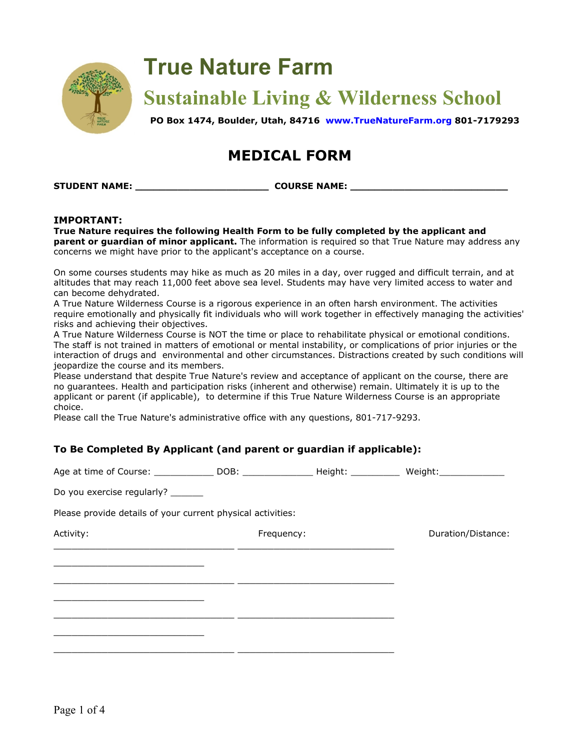# True Nature Farm

## Sustainable Living & Wilderness School

**PO Box 1474, Boulder, Utah, 84716 www.TrueNatureFarm.org 801-7179293**

## MEDICAL FORM

**STUDENT NAME: ______________________ COURSE NAME: __________________________**

**IMPORTANT:**
**True Nature requires the following Health Form to be fully completed by the applicant and parent or guardian of minor applicant.** The information is required so that True Nature may address any concerns we might have prior to the applicant's acceptance on a course.

On some courses students may hike as much as 20 miles in a day, over rugged and difficult terrain, and at altitudes that may reach 11,000 feet above sea level. Students may have very limited access to water and can become dehydrated.
A True Nature Wilderness Course is a rigorous experience in an often harsh environment. The activities require emotionally and physically fit individuals who will work together in effectively managing the activities' risks and achieving their objectives.
A True Nature Wilderness Course is NOT the time or place to rehabilitate physical or emotional conditions. The staff is not trained in matters of emotional or mental instability, or complications of prior injuries or the interaction of drugs and environmental and other circumstances. Distractions created by such conditions will jeopardize the course and its members.
Please understand that despite True Nature's review and acceptance of applicant on the course, there are no guarantees. Health and participation risks (inherent and otherwise) remain. Ultimately it is up to the applicant or parent (if applicable), to determine if this True Nature Wilderness Course is an appropriate choice.
Please call the True Nature's administrative office with any questions, 801-717-9293.

### To Be Completed By Applicant (and parent or guardian if applicable):

Age at time of Course: ___________ DOB: _____________ Height: _________ Weight:____________

Do you exercise regularly? ______

Please provide details of your current physical activities:

| Activity: | Frequency: | Duration/Distance: |
|---|---|---|
| ______________________________ | __________________________ | ________________________ |
| ______________________________ | __________________________ | ________________________ |
| ______________________________ | __________________________ | ________________________ |
| ______________________________ | __________________________ | |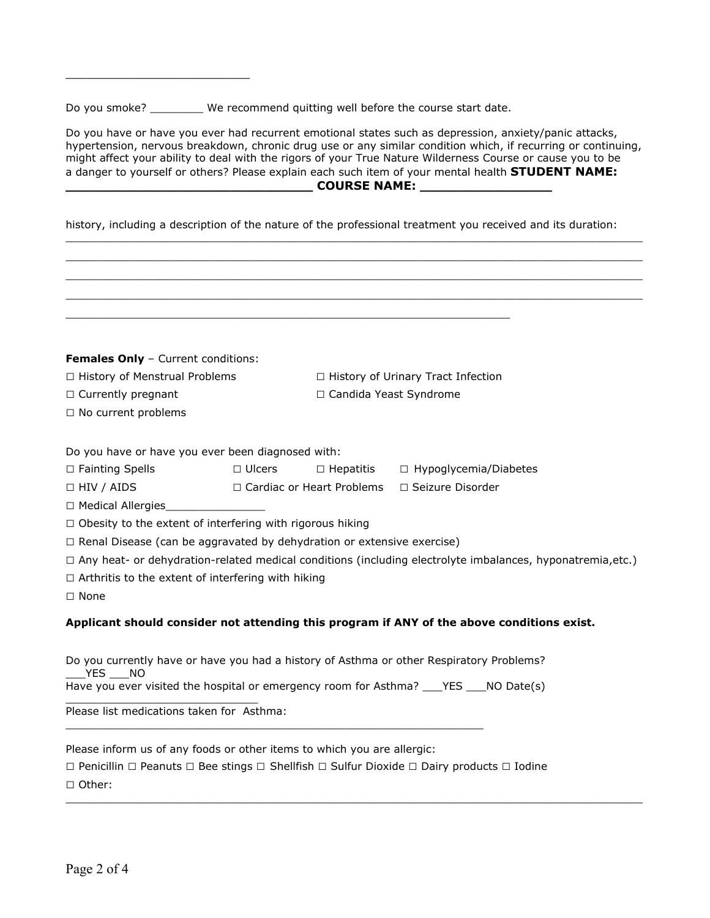___________________________

Do you smoke? ________ We recommend quitting well before the course start date.

Do you have or have you ever had recurrent emotional states such as depression, anxiety/panic attacks, hypertension, nervous breakdown, chronic drug use or any similar condition which, if recurring or continuing, might affect your ability to deal with the rigors of your True Nature Wilderness Course or cause you to be a danger to yourself or others? Please explain each such item of your mental health **STUDENT NAME: ________________________________ COURSE NAME: _________________**

history, including a description of the nature of the professional treatment you received and its duration:
______________________________________________________________________________
______________________________________________________________________________
______________________________________________________________________________
______________________________________________________________________________
____________________________________________________________

**Females Only** – Current conditions:

☐ History of Menstrual Problems ☐ History of Urinary Tract Infection

☐ Currently pregnant ☐ Candida Yeast Syndrome

☐ No current problems

Do you have or have you ever been diagnosed with:

☐ Fainting Spells ☐ Ulcers ☐ Hepatitis ☐ Hypoglycemia/Diabetes

☐ HIV / AIDS ☐ Cardiac or Heart Problems ☐ Seizure Disorder

☐ Medical Allergies_______________

☐ Obesity to the extent of interfering with rigorous hiking

☐ Renal Disease (can be aggravated by dehydration or extensive exercise)

☐ Any heat- or dehydration-related medical conditions (including electrolyte imbalances, hyponatremia,etc.)

☐ Arthritis to the extent of interfering with hiking

☐ None

**Applicant should consider not attending this program if ANY of the above conditions exist.**

Do you currently have or have you had a history of Asthma or other Respiratory Problems? ___YES ___NO

Have you ever visited the hospital or emergency room for Asthma? ___YES ___NO Date(s) ____________________________

Please list medications taken for Asthma: _________________________________________________________

Please inform us of any foods or other items to which you are allergic:

☐ Penicillin ☐ Peanuts ☐ Bee stings ☐ Shellfish ☐ Sulfur Dioxide ☐ Dairy products ☐ Iodine

☐ Other: ______________________________________________________________________________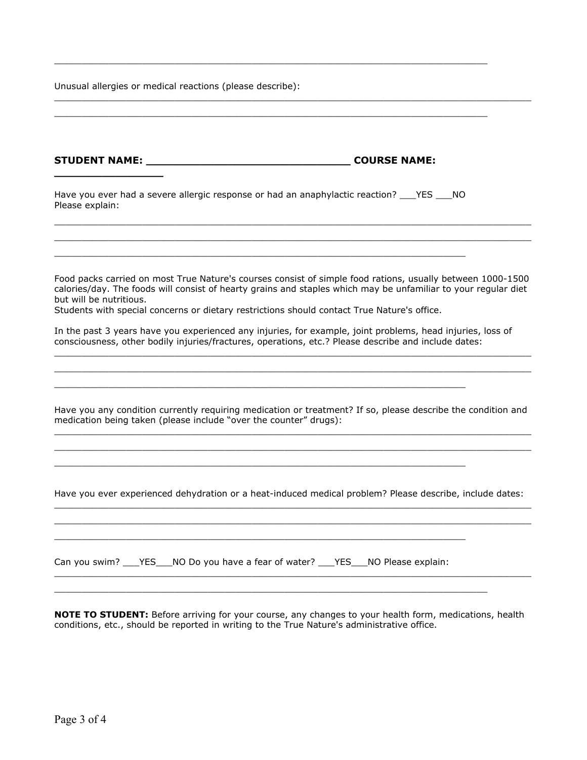________________________________________________________________________________

Unusual allergies or medical reactions (please describe):
________________________________________________________________________________
________________________________________________________________________________

**STUDENT NAME: ______________________________ COURSE NAME: ______________**

Have you ever had a severe allergic response or had an anaphylactic reaction? ___YES ___NO
Please explain:
________________________________________________________________________________
________________________________________________________________________________
________________________________________________________________________________

Food packs carried on most True Nature's courses consist of simple food rations, usually between 1000-1500 calories/day. The foods will consist of hearty grains and staples which may be unfamiliar to your regular diet but will be nutritious.
Students with special concerns or dietary restrictions should contact True Nature's office.

In the past 3 years have you experienced any injuries, for example, joint problems, head injuries, loss of consciousness, other bodily injuries/fractures, operations, etc.? Please describe and include dates:
________________________________________________________________________________
________________________________________________________________________________
________________________________________________________________________________

Have you any condition currently requiring medication or treatment? If so, please describe the condition and medication being taken (please include "over the counter" drugs):
________________________________________________________________________________
________________________________________________________________________________
________________________________________________________________________________

Have you ever experienced dehydration or a heat-induced medical problem? Please describe, include dates:
________________________________________________________________________________
________________________________________________________________________________
________________________________________________________________________________

Can you swim? ___YES___NO Do you have a fear of water? ___YES___NO Please explain:
________________________________________________________________________________
________________________________________________________________________________

**NOTE TO STUDENT:** Before arriving for your course, any changes to your health form, medications, health conditions, etc., should be reported in writing to the True Nature's administrative office.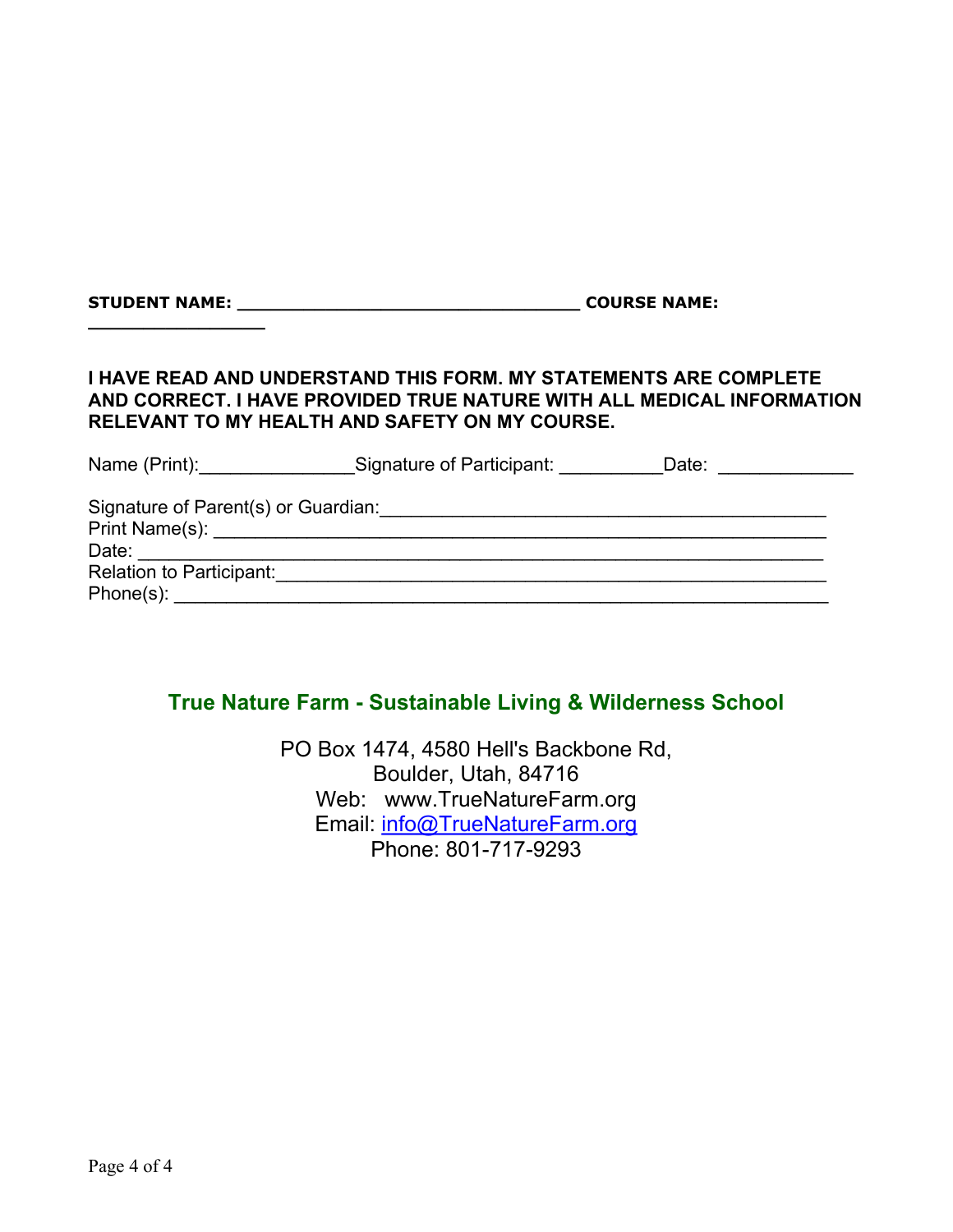**STUDENT NAME: ________________________________ COURSE NAME: ________________**

**I HAVE READ AND UNDERSTAND THIS FORM. MY STATEMENTS ARE COMPLETE AND CORRECT. I HAVE PROVIDED TRUE NATURE WITH ALL MEDICAL INFORMATION RELEVANT TO MY HEALTH AND SAFETY ON MY COURSE.**

Name (Print):_______________Signature of Participant: __________Date: _____________

Signature of Parent(s) or Guardian:___________________________________________
Print Name(s): _________________________________________________________
Date: _______________________________________________________________
Relation to Participant:___________________________________________________
Phone(s): ____________________________________________________________

## True Nature Farm - Sustainable Living & Wilderness School

PO Box 1474, 4580 Hell's Backbone Rd,
Boulder, Utah, 84716
Web: www.TrueNatureFarm.org
Email: info@TrueNatureFarm.org
Phone: 801-717-9293